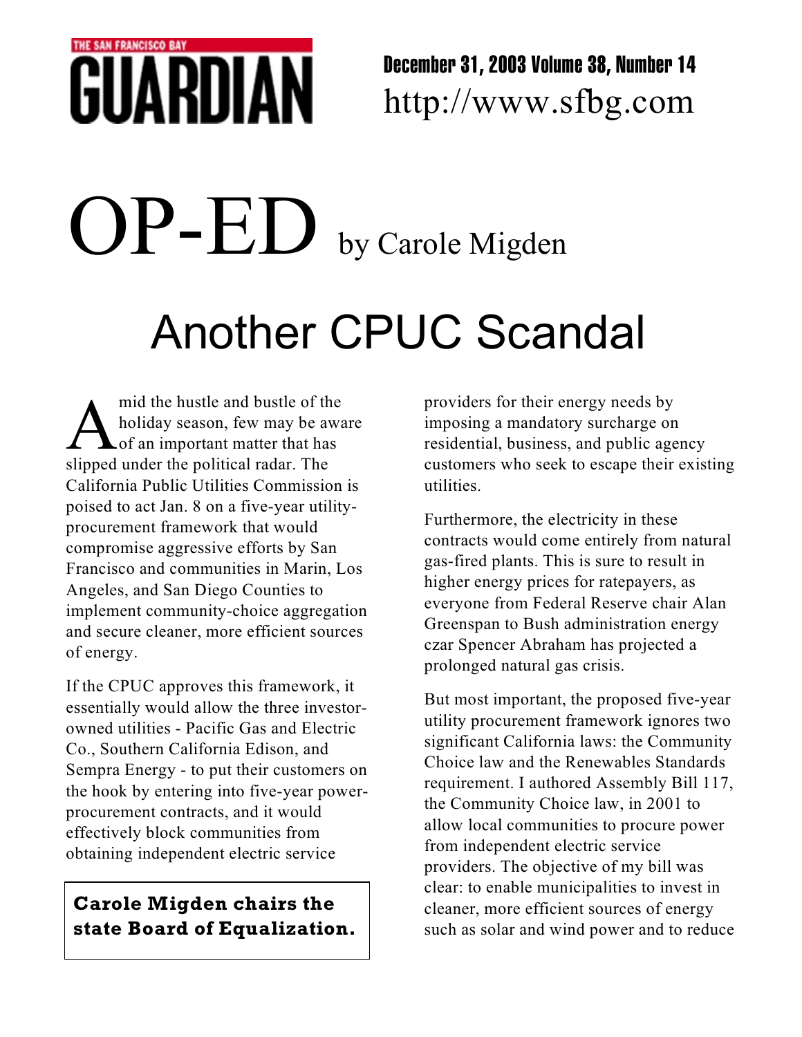THE SAN FRANCISCO BAY GUARDIAN

December 31, 2003 Volume 38, Number 14
http://www.sfbg.com

# OP-ED by Carole Migden

## Another CPUC Scandal

Amid the hustle and bustle of the holiday season, few may be aware of an important matter that has slipped under the political radar. The California Public Utilities Commission is poised to act Jan. 8 on a five-year utility-procurement framework that would compromise aggressive efforts by San Francisco and communities in Marin, Los Angeles, and San Diego Counties to implement community-choice aggregation and secure cleaner, more efficient sources of energy.

If the CPUC approves this framework, it essentially would allow the three investor-owned utilities - Pacific Gas and Electric Co., Southern California Edison, and Sempra Energy - to put their customers on the hook by entering into five-year power-procurement contracts, and it would effectively block communities from obtaining independent electric service providers for their energy needs by imposing a mandatory surcharge on residential, business, and public agency customers who seek to escape their existing utilities.

**Carole Migden chairs the state Board of Equalization.**

Furthermore, the electricity in these contracts would come entirely from natural gas-fired plants. This is sure to result in higher energy prices for ratepayers, as everyone from Federal Reserve chair Alan Greenspan to Bush administration energy czar Spencer Abraham has projected a prolonged natural gas crisis.

But most important, the proposed five-year utility procurement framework ignores two significant California laws: the Community Choice law and the Renewables Standards requirement. I authored Assembly Bill 117, the Community Choice law, in 2001 to allow local communities to procure power from independent electric service providers. The objective of my bill was clear: to enable municipalities to invest in cleaner, more efficient sources of energy such as solar and wind power and to reduce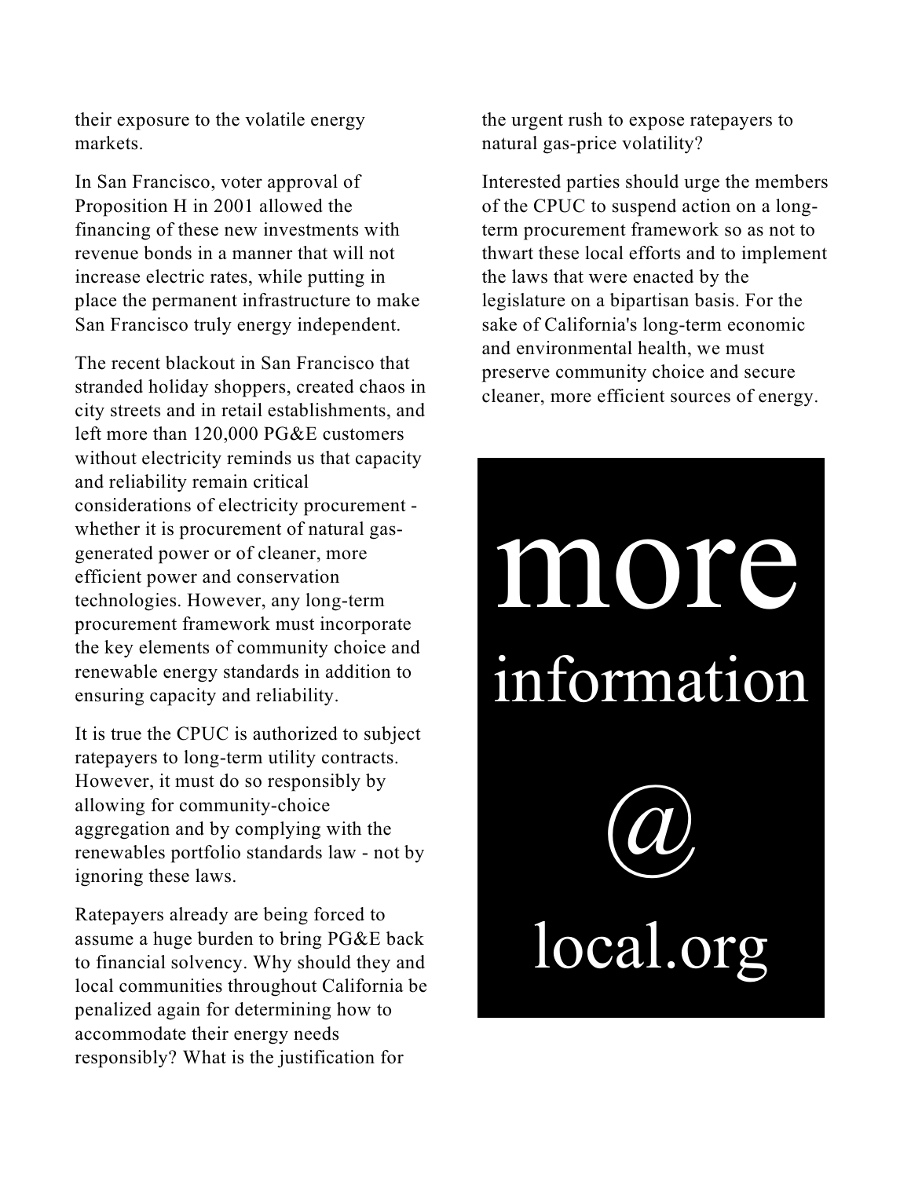their exposure to the volatile energy markets.

In San Francisco, voter approval of Proposition H in 2001 allowed the financing of these new investments with revenue bonds in a manner that will not increase electric rates, while putting in place the permanent infrastructure to make San Francisco truly energy independent.

The recent blackout in San Francisco that stranded holiday shoppers, created chaos in city streets and in retail establishments, and left more than 120,000 PG&E customers without electricity reminds us that capacity and reliability remain critical considerations of electricity procurement - whether it is procurement of natural gas-generated power or of cleaner, more efficient power and conservation technologies. However, any long-term procurement framework must incorporate the key elements of community choice and renewable energy standards in addition to ensuring capacity and reliability.

It is true the CPUC is authorized to subject ratepayers to long-term utility contracts. However, it must do so responsibly by allowing for community-choice aggregation and by complying with the renewables portfolio standards law - not by ignoring these laws.

Ratepayers already are being forced to assume a huge burden to bring PG&E back to financial solvency. Why should they and local communities throughout California be penalized again for determining how to accommodate their energy needs responsibly? What is the justification for the urgent rush to expose ratepayers to natural gas-price volatility?

Interested parties should urge the members of the CPUC to suspend action on a long-term procurement framework so as not to thwart these local efforts and to implement the laws that were enacted by the legislature on a bipartisan basis. For the sake of California's long-term economic and environmental health, we must preserve community choice and secure cleaner, more efficient sources of energy.

more

information

@

local.org